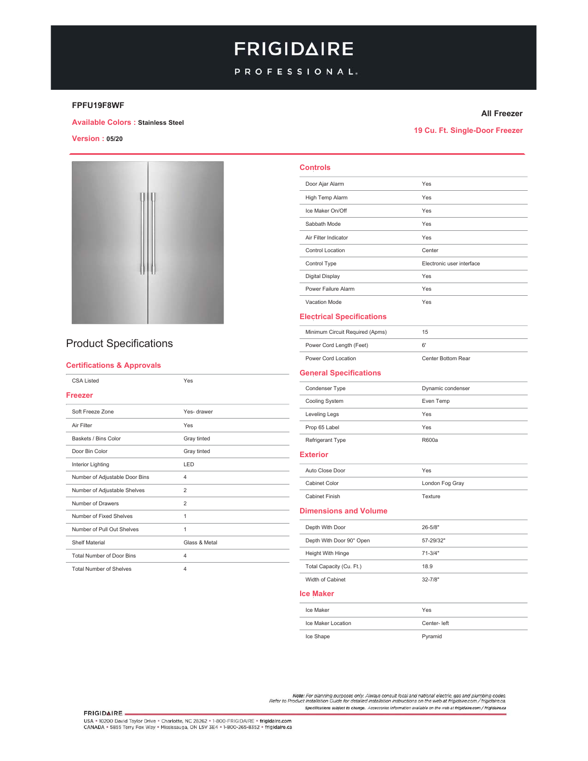# FRIGIDAIRE PROFESSIONAL

**FPFU19F8WF**

**Available Colors :** Stainless Steel

**Version :** 05/20

**All Freezer**

**19 Cu. Ft. Single-Door Freezer**

## Product Specifications

### Certifications & Approvals

| | |
|---|---|
| CSA Listed | Yes |

### Freezer

| | |
|---|---|
| Soft Freeze Zone | Yes- drawer |
| Air Filter | Yes |
| Baskets / Bins Color | Gray tinted |
| Door Bin Color | Gray tinted |
| Interior Lighting | LED |
| Number of Adjustable Door Bins | 4 |
| Number of Adjustable Shelves | 2 |
| Number of Drawers | 2 |
| Number of Fixed Shelves | 1 |
| Number of Pull Out Shelves | 1 |
| Shelf Material | Glass & Metal |
| Total Number of Door Bins | 4 |
| Total Number of Shelves | 4 |

### Controls

| | |
|---|---|
| Door Ajar Alarm | Yes |
| High Temp Alarm | Yes |
| Ice Maker On/Off | Yes |
| Sabbath Mode | Yes |
| Air Filter Indicator | Yes |
| Control Location | Center |
| Control Type | Electronic user interface |
| Digital Display | Yes |
| Power Failure Alarm | Yes |
| Vacation Mode | Yes |

### Electrical Specifications

| | |
|---|---|
| Minimum Circuit Required (Apms) | 15 |
| Power Cord Length (Feet) | 6' |
| Power Cord Location | Center Bottom Rear |

### General Specifications

| | |
|---|---|
| Condenser Type | Dynamic condenser |
| Cooling System | Even Temp |
| Leveling Legs | Yes |
| Prop 65 Label | Yes |
| Refrigerant Type | R600a |

### Exterior

| | |
|---|---|
| Auto Close Door | Yes |
| Cabinet Color | London Fog Gray |
| Cabinet Finish | Texture |

### Dimensions and Volume

| | |
|---|---|
| Depth With Door | 26-5/8" |
| Depth With Door 90° Open | 57-29/32" |
| Height With Hinge | 71-3/4" |
| Total Capacity (Cu. Ft.) | 18.9 |
| Width of Cabinet | 32-7/8" |

### Ice Maker

| | |
|---|---|
| Ice Maker | Yes |
| Ice Maker Location | Center- left |
| Ice Shape | Pyramid |

*Note: For planning purposes only. Always consult local and national electric, gas and plumbing codes. Refer to Product Installation Guide for detailed installation instructions on the web at frigidaire.com / frigidaire.ca*

*Specifications subject to change. Accessories information available on the web at frigidaire.com / frigidaire.ca*

FRIGIDAIRE

USA • 10200 David Taylor Drive • Charlotte, NC 28262 • 1-800-FRIGIDAIRE • frigidaire.com

CANADA • 5855 Terry Fox Way • Mississauga, ON L5V 3E4 • 1-800-265-8352 • frigidaire.ca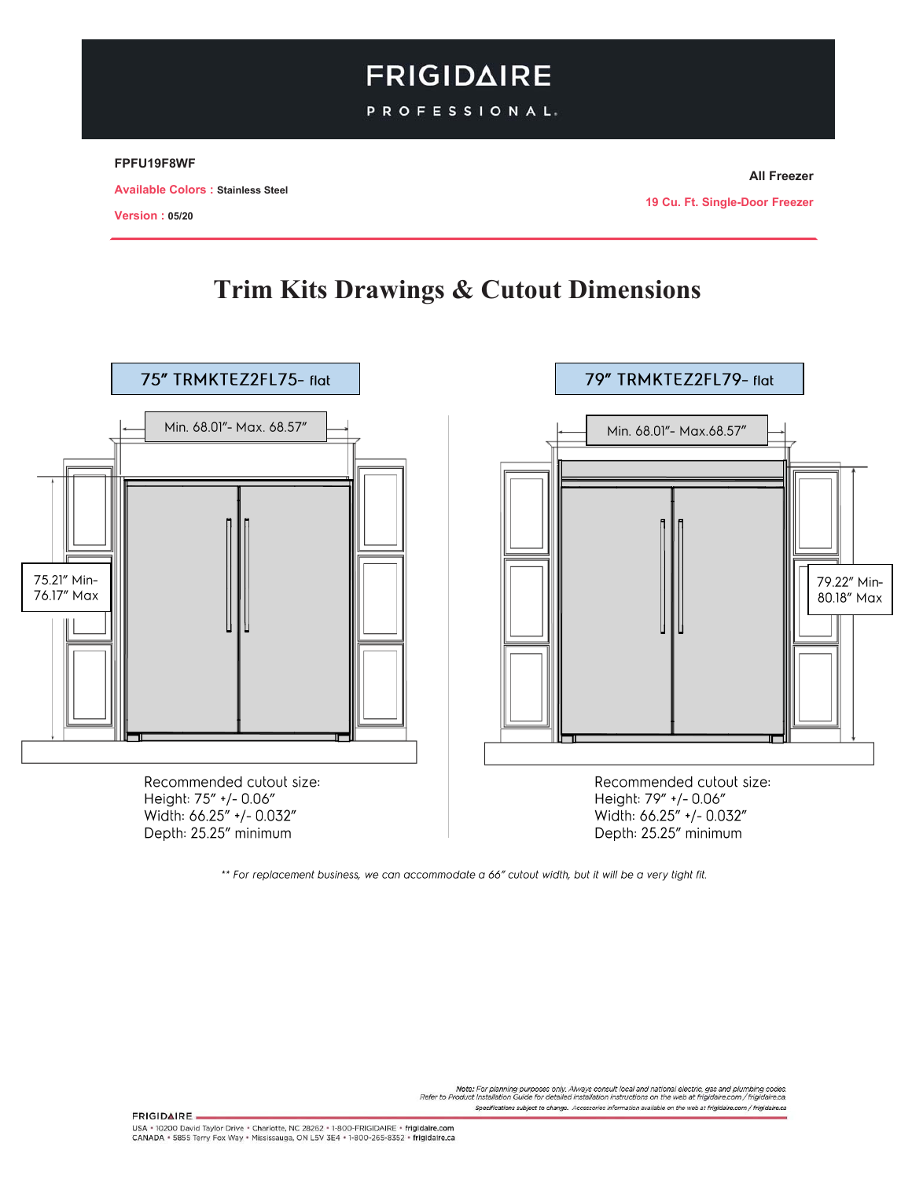# FRIGIDAIRE PROFESSIONAL

**FPFU19F8WF**

**Available Colors :** Stainless Steel

**Version :** 05/20

**All Freezer**

**19 Cu. Ft. Single-Door Freezer**

## Trim Kits Drawings & Cutout Dimensions

### 75" TRMKTEZ2FL75- flat

Min. 68.01"- Max. 68.57"

75.21" Min- 76.17" Max

Recommended cutout size:
Height: 75" +/- 0.06"
Width: 66.25" +/- 0.032"
Depth: 25.25" minimum

### 79" TRMKTEZ2FL79- flat

Min. 68.01"- Max.68.57"

79.22" Min- 80.18" Max

Recommended cutout size:
Height: 79" +/- 0.06"
Width: 66.25" +/- 0.032"
Depth: 25.25" minimum

*** For replacement business, we can accommodate a 66" cutout width, but it will be a very tight fit.*

*Note: For planning purposes only. Always consult local and national electric, gas and plumbing codes. Refer to Product Installation Guide for detailed installation instructions on the web at frigidaire.com / frigidaire.ca*

*Specifications subject to change. Accessories information available on the web at frigidaire.com / frigidaire.ca*

FRIGIDAIRE
USA • 10200 David Taylor Drive • Charlotte, NC 28262 • 1-800-FRIGIDAIRE • frigidaire.com
CANADA • 5855 Terry Fox Way • Mississauga, ON L5V 3E4 • 1-800-265-8352 • frigidaire.ca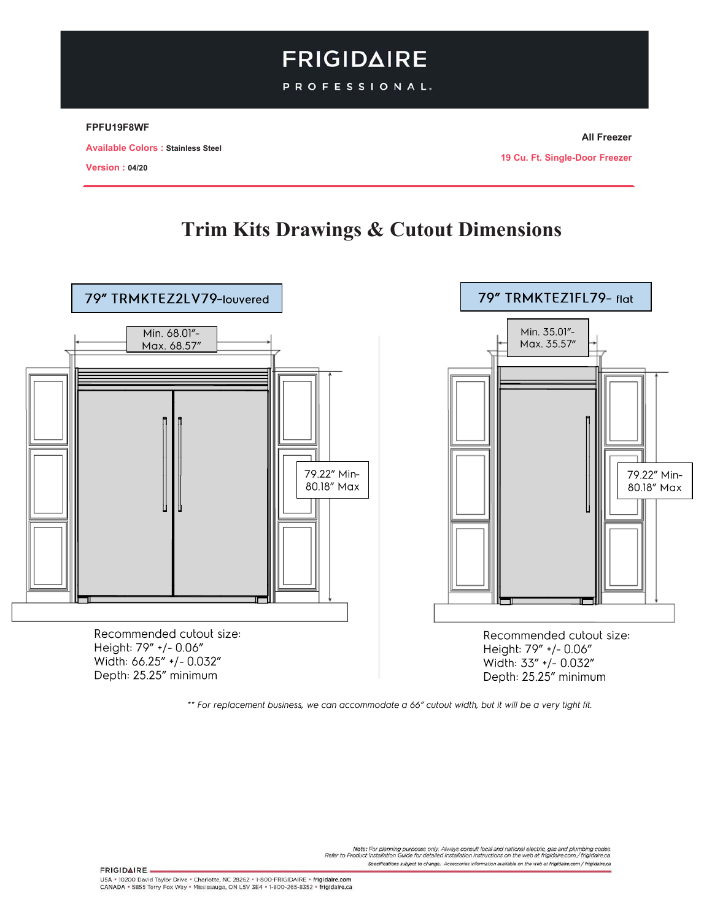FRIGIDAIRE

PROFESSIONAL.

**FPFU19F8WF**

**Available Colors :** Stainless Steel

**Version :** 04/20

**All Freezer**

**19 Cu. Ft. Single-Door Freezer**

# Trim Kits Drawings & Cutout Dimensions

## 79" TRMKTEZ2LV79-louvered

Min. 68.01"- Max. 68.57"

79.22" Min- 80.18" Max

Recommended cutout size:
Height: 79" +/- 0.06"
Width: 66.25" +/- 0.032"
Depth: 25.25" minimum

## 79" TRMKTEZ1FL79- flat

Min. 35.01"- Max. 35.57"

79.22" Min- 80.18" Max

Recommended cutout size:
Height: 79" +/- 0.06"
Width: 33" +/- 0.032"
Depth: 25.25" minimum

*** For replacement business, we can accommodate a 66" cutout width, but it will be a very tight fit.*

*Note: For planning purposes only. Always consult local and national electric, gas and plumbing codes. Refer to Product Installation Guide for detailed installation instructions on the web at frigidaire.com / frigidaire.ca.*

*Specifications subject to change. Accessories information available on the web at frigidaire.com / frigidaire.ca*

FRIGIDAIRE

USA • 10200 David Taylor Drive • Charlotte, NC 28262 • 1-800-FRIGIDAIRE • frigidaire.com
CANADA • 5855 Terry Fox Way • Mississauga, ON L5V 3E4 • 1-800-265-8352 • frigidaire.ca